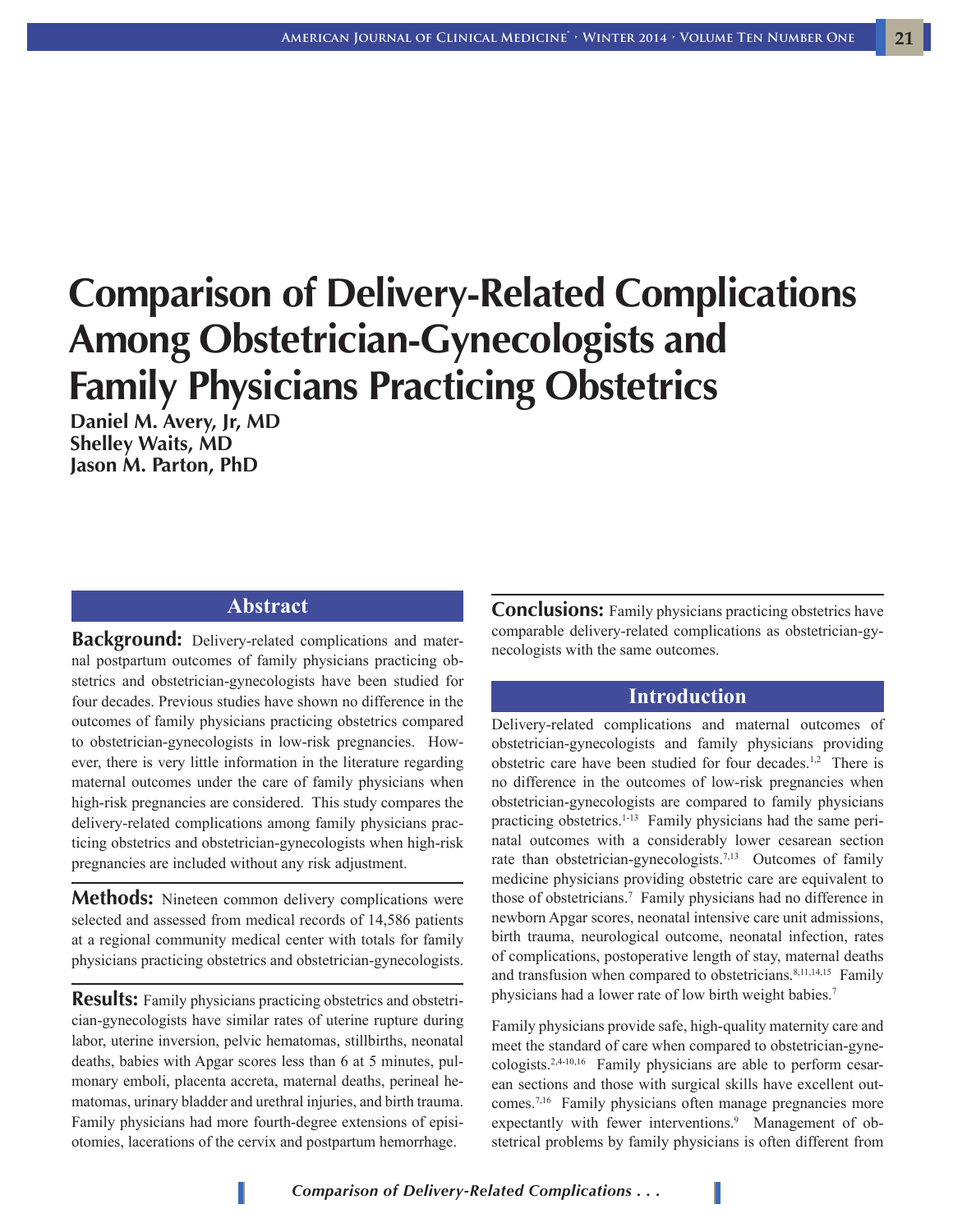# Comparison of Delivery-Related Complications Among Obstetrician-Gynecologists and Family Physicians Practicing Obstetrics

**Daniel M. Avery, Jr, MD**
**Shelley Waits, MD**
**Jason M. Parton, PhD**

## Abstract

**Background:** Delivery-related complications and maternal postpartum outcomes of family physicians practicing obstetrics and obstetrician-gynecologists have been studied for four decades. Previous studies have shown no difference in the outcomes of family physicians practicing obstetrics compared to obstetrician-gynecologists in low-risk pregnancies. However, there is very little information in the literature regarding maternal outcomes under the care of family physicians when high-risk pregnancies are considered. This study compares the delivery-related complications among family physicians practicing obstetrics and obstetrician-gynecologists when high-risk pregnancies are included without any risk adjustment.

**Methods:** Nineteen common delivery complications were selected and assessed from medical records of 14,586 patients at a regional community medical center with totals for family physicians practicing obstetrics and obstetrician-gynecologists.

**Results:** Family physicians practicing obstetrics and obstetrician-gynecologists have similar rates of uterine rupture during labor, uterine inversion, pelvic hematomas, stillbirths, neonatal deaths, babies with Apgar scores less than 6 at 5 minutes, pulmonary emboli, placenta accreta, maternal deaths, perineal hematomas, urinary bladder and urethral injuries, and birth trauma. Family physicians had more fourth-degree extensions of episiotomies, lacerations of the cervix and postpartum hemorrhage.

**Conclusions:** Family physicians practicing obstetrics have comparable delivery-related complications as obstetrician-gynecologists with the same outcomes.

## Introduction

Delivery-related complications and maternal outcomes of obstetrician-gynecologists and family physicians providing obstetric care have been studied for four decades.[1,2] There is no difference in the outcomes of low-risk pregnancies when obstetrician-gynecologists are compared to family physicians practicing obstetrics.[1-13] Family physicians had the same perinatal outcomes with a considerably lower cesarean section rate than obstetrician-gynecologists.[7,13] Outcomes of family medicine physicians providing obstetric care are equivalent to those of obstetricians.[7] Family physicians had no difference in newborn Apgar scores, neonatal intensive care unit admissions, birth trauma, neurological outcome, neonatal infection, rates of complications, postoperative length of stay, maternal deaths and transfusion when compared to obstetricians.[8,11,14,15] Family physicians had a lower rate of low birth weight babies.[7]

Family physicians provide safe, high-quality maternity care and meet the standard of care when compared to obstetrician-gynecologists.[2,4-10,16] Family physicians are able to perform cesarean sections and those with surgical skills have excellent outcomes.[7,16] Family physicians often manage pregnancies more expectantly with fewer interventions.[9] Management of obstetrical problems by family physicians is often different from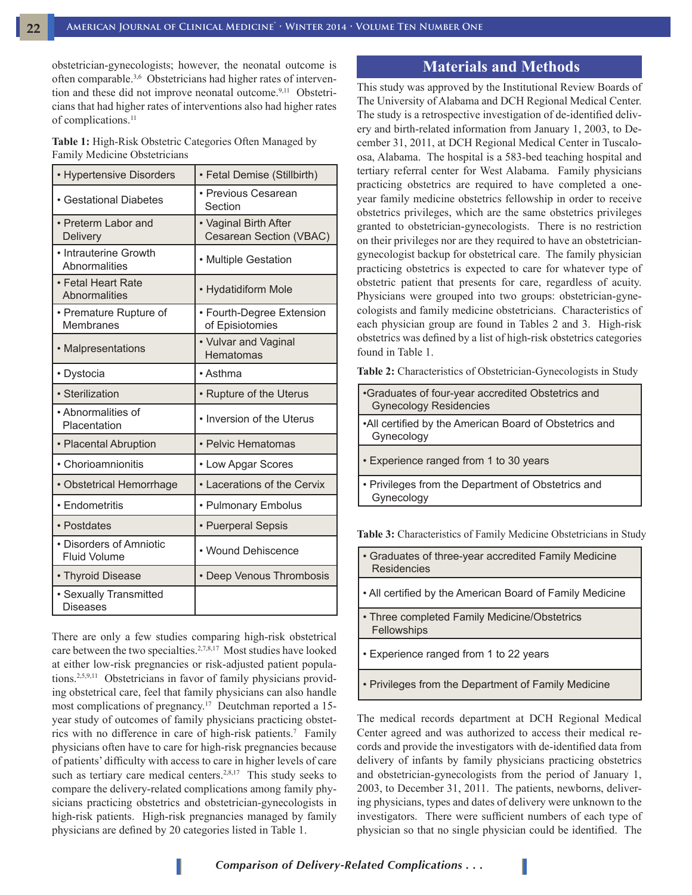obstetrician-gynecologists; however, the neonatal outcome is often comparable.[3,6] Obstetricians had higher rates of intervention and these did not improve neonatal outcome.[9,11] Obstetricians that had higher rates of interventions also had higher rates of complications.[11]

**Table 1:** High-Risk Obstetric Categories Often Managed by Family Medicine Obstetricians

| | |
|---|---|
| • Hypertensive Disorders | • Fetal Demise (Stillbirth) |
| • Gestational Diabetes | • Previous Cesarean Section |
| • Preterm Labor and Delivery | • Vaginal Birth After Cesarean Section (VBAC) |
| • Intrauterine Growth Abnormalities | • Multiple Gestation |
| • Fetal Heart Rate Abnormalities | • Hydatidiform Mole |
| • Premature Rupture of Membranes | • Fourth-Degree Extension of Episiotomies |
| • Malpresentations | • Vulvar and Vaginal Hematomas |
| • Dystocia | • Asthma |
| • Sterilization | • Rupture of the Uterus |
| • Abnormalities of Placentation | • Inversion of the Uterus |
| • Placental Abruption | • Pelvic Hematomas |
| • Chorioamnionitis | • Low Apgar Scores |
| • Obstetrical Hemorrhage | • Lacerations of the Cervix |
| • Endometritis | • Pulmonary Embolus |
| • Postdates | • Puerperal Sepsis |
| • Disorders of Amniotic Fluid Volume | • Wound Dehiscence |
| • Thyroid Disease | • Deep Venous Thrombosis |
| • Sexually Transmitted Diseases | |

There are only a few studies comparing high-risk obstetrical care between the two specialties.[2,7,8,17] Most studies have looked at either low-risk pregnancies or risk-adjusted patient populations.[2,5,9,11] Obstetricians in favor of family physicians providing obstetrical care, feel that family physicians can also handle most complications of pregnancy.[17] Deutchman reported a 15-year study of outcomes of family physicians practicing obstetrics with no difference in care of high-risk patients.[7] Family physicians often have to care for high-risk pregnancies because of patients' difficulty with access to care in higher levels of care such as tertiary care medical centers.[2,8,17] This study seeks to compare the delivery-related complications among family physicians practicing obstetrics and obstetrician-gynecologists in high-risk patients. High-risk pregnancies managed by family physicians are defined by 20 categories listed in Table 1.

## Materials and Methods

This study was approved by the Institutional Review Boards of The University of Alabama and DCH Regional Medical Center. The study is a retrospective investigation of de-identified delivery and birth-related information from January 1, 2003, to December 31, 2011, at DCH Regional Medical Center in Tuscaloosa, Alabama. The hospital is a 583-bed teaching hospital and tertiary referral center for West Alabama. Family physicians practicing obstetrics are required to have completed a one-year family medicine obstetrics fellowship in order to receive obstetrics privileges, which are the same obstetrics privileges granted to obstetrician-gynecologists. There is no restriction on their privileges nor are they required to have an obstetrician-gynecologist backup for obstetrical care. The family physician practicing obstetrics is expected to care for whatever type of obstetric patient that presents for care, regardless of acuity. Physicians were grouped into two groups: obstetrician-gynecologists and family medicine obstetricians. Characteristics of each physician group are found in Tables 2 and 3. High-risk obstetrics was defined by a list of high-risk obstetrics categories found in Table 1.

**Table 2:** Characteristics of Obstetrician-Gynecologists in Study

| |
|---|
| •Graduates of four-year accredited Obstetrics and Gynecology Residencies |
| •All certified by the American Board of Obstetrics and Gynecology |
| • Experience ranged from 1 to 30 years |
| • Privileges from the Department of Obstetrics and Gynecology |

**Table 3:** Characteristics of Family Medicine Obstetricians in Study

| |
|---|
| • Graduates of three-year accredited Family Medicine Residencies |
| • All certified by the American Board of Family Medicine |
| • Three completed Family Medicine/Obstetrics Fellowships |
| • Experience ranged from 1 to 22 years |
| • Privileges from the Department of Family Medicine |

The medical records department at DCH Regional Medical Center agreed and was authorized to access their medical records and provide the investigators with de-identified data from delivery of infants by family physicians practicing obstetrics and obstetrician-gynecologists from the period of January 1, 2003, to December 31, 2011. The patients, newborns, delivering physicians, types and dates of delivery were unknown to the investigators. There were sufficient numbers of each type of physician so that no single physician could be identified. The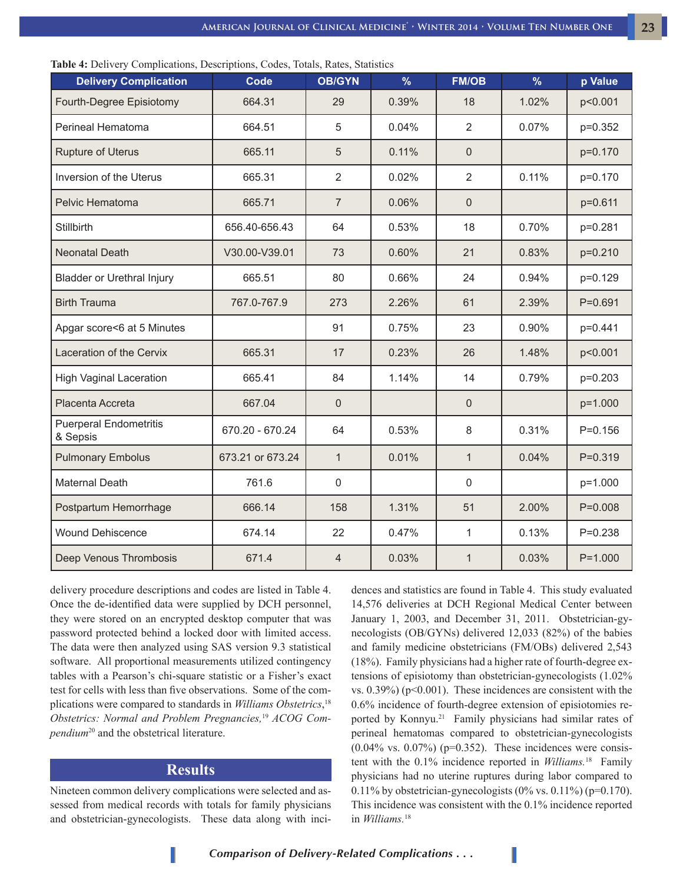**Table 4:** Delivery Complications, Descriptions, Codes, Totals, Rates, Statistics

| Delivery Complication | Code | OB/GYN | % | FM/OB | % | p Value |
|---|---|---|---|---|---|---|
| Fourth-Degree Episiotomy | 664.31 | 29 | 0.39% | 18 | 1.02% | p<0.001 |
| Perineal Hematoma | 664.51 | 5 | 0.04% | 2 | 0.07% | p=0.352 |
| Rupture of Uterus | 665.11 | 5 | 0.11% | 0 | | p=0.170 |
| Inversion of the Uterus | 665.31 | 2 | 0.02% | 2 | 0.11% | p=0.170 |
| Pelvic Hematoma | 665.71 | 7 | 0.06% | 0 | | p=0.611 |
| Stillbirth | 656.40-656.43 | 64 | 0.53% | 18 | 0.70% | p=0.281 |
| Neonatal Death | V30.00-V39.01 | 73 | 0.60% | 21 | 0.83% | p=0.210 |
| Bladder or Urethral Injury | 665.51 | 80 | 0.66% | 24 | 0.94% | p=0.129 |
| Birth Trauma | 767.0-767.9 | 273 | 2.26% | 61 | 2.39% | P=0.691 |
| Apgar score<6 at 5 Minutes | | 91 | 0.75% | 23 | 0.90% | p=0.441 |
| Laceration of the Cervix | 665.31 | 17 | 0.23% | 26 | 1.48% | p<0.001 |
| High Vaginal Laceration | 665.41 | 84 | 1.14% | 14 | 0.79% | p=0.203 |
| Placenta Accreta | 667.04 | 0 | | 0 | | p=1.000 |
| Puerperal Endometritis & Sepsis | 670.20 - 670.24 | 64 | 0.53% | 8 | 0.31% | P=0.156 |
| Pulmonary Embolus | 673.21 or 673.24 | 1 | 0.01% | 1 | 0.04% | P=0.319 |
| Maternal Death | 761.6 | 0 | | 0 | | p=1.000 |
| Postpartum Hemorrhage | 666.14 | 158 | 1.31% | 51 | 2.00% | P=0.008 |
| Wound Dehiscence | 674.14 | 22 | 0.47% | 1 | 0.13% | P=0.238 |
| Deep Venous Thrombosis | 671.4 | 4 | 0.03% | 1 | 0.03% | P=1.000 |

delivery procedure descriptions and codes are listed in Table 4. Once the de-identified data were supplied by DCH personnel, they were stored on an encrypted desktop computer that was password protected behind a locked door with limited access. The data were then analyzed using SAS version 9.3 statistical software. All proportional measurements utilized contingency tables with a Pearson's chi-square statistic or a Fisher's exact test for cells with less than five observations. Some of the complications were compared to standards in *Williams Obstetrics*,[18] *Obstetrics: Normal and Problem Pregnancies,*[19] *ACOG Compendium*[20] and the obstetrical literature.

## Results

Nineteen common delivery complications were selected and assessed from medical records with totals for family physicians and obstetrician-gynecologists. These data along with incidences and statistics are found in Table 4. This study evaluated 14,576 deliveries at DCH Regional Medical Center between January 1, 2003, and December 31, 2011. Obstetrician-gynecologists (OB/GYNs) delivered 12,033 (82%) of the babies and family medicine obstetricians (FM/OBs) delivered 2,543 (18%). Family physicians had a higher rate of fourth-degree extensions of episiotomy than obstetrician-gynecologists (1.02% vs. 0.39%) ($p<0.001$). These incidences are consistent with the 0.6% incidence of fourth-degree extension of episiotomies reported by Konnyu.[21] Family physicians had similar rates of perineal hematomas compared to obstetrician-gynecologists (0.04% vs. 0.07%) ($p=0.352$). These incidences were consistent with the 0.1% incidence reported in *Williams.*[18] Family physicians had no uterine ruptures during labor compared to 0.11% by obstetrician-gynecologists (0% vs. 0.11%) ($p=0.170$). This incidence was consistent with the 0.1% incidence reported in *Williams.*[18]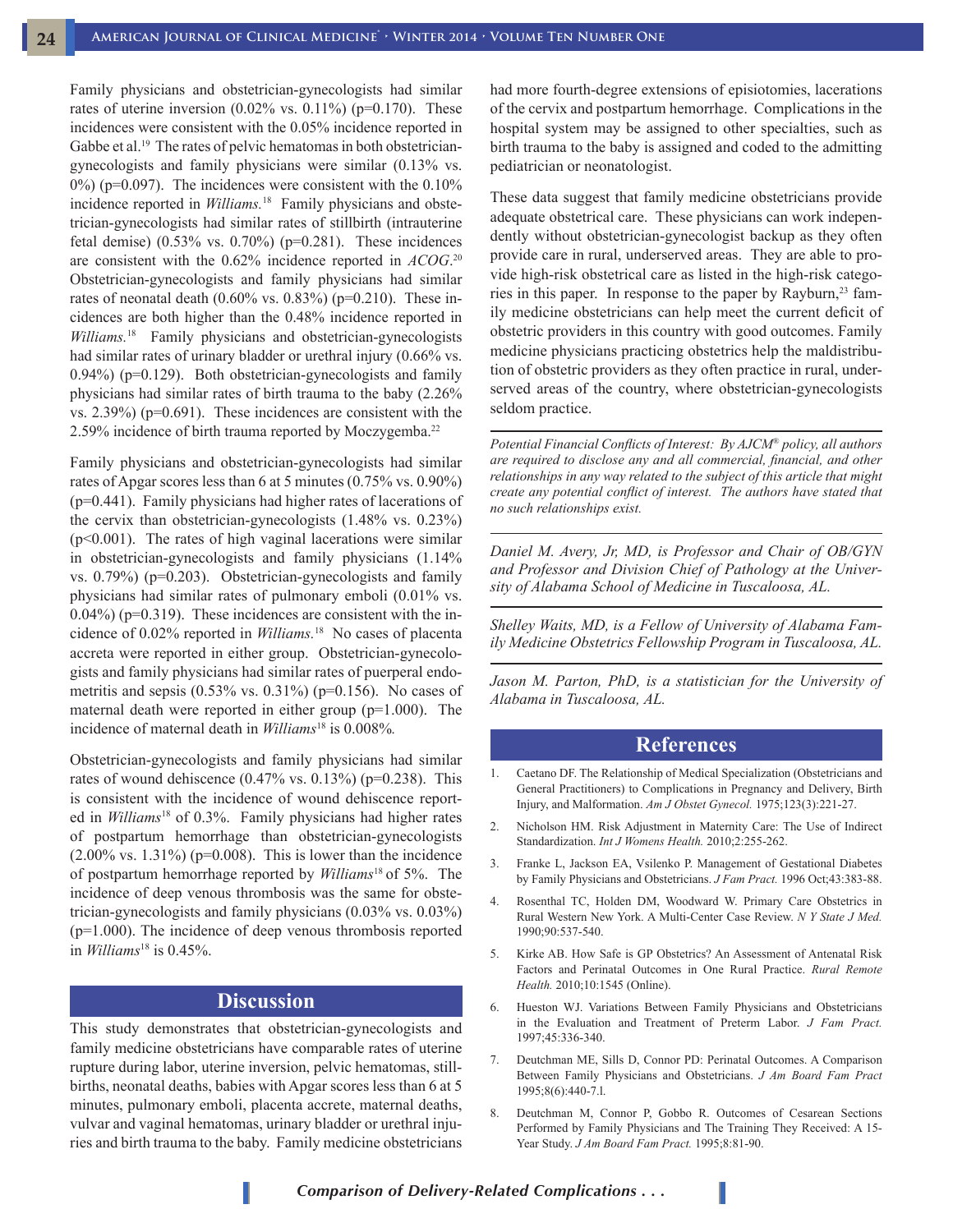Family physicians and obstetrician-gynecologists had similar rates of uterine inversion (0.02% vs. 0.11%) ($p=0.170$). These incidences were consistent with the 0.05% incidence reported in Gabbe et al.[19] The rates of pelvic hematomas in both obstetrician-gynecologists and family physicians were similar (0.13% vs. 0%) ($p=0.097$). The incidences were consistent with the 0.10% incidence reported in *Williams.*[18] Family physicians and obstetrician-gynecologists had similar rates of stillbirth (intrauterine fetal demise) (0.53% vs. 0.70%) ($p=0.281$). These incidences are consistent with the 0.62% incidence reported in *ACOG*.[20] Obstetrician-gynecologists and family physicians had similar rates of neonatal death (0.60% vs. 0.83%) ($p=0.210$). These incidences are both higher than the 0.48% incidence reported in *Williams.*[18] Family physicians and obstetrician-gynecologists had similar rates of urinary bladder or urethral injury (0.66% vs. 0.94%) ($p=0.129$). Both obstetrician-gynecologists and family physicians had similar rates of birth trauma to the baby (2.26% vs. 2.39%) ($p=0.691$). These incidences are consistent with the 2.59% incidence of birth trauma reported by Moczygemba.[22]

Family physicians and obstetrician-gynecologists had similar rates of Apgar scores less than 6 at 5 minutes (0.75% vs. 0.90%) ($p=0.441$). Family physicians had higher rates of lacerations of the cervix than obstetrician-gynecologists (1.48% vs. 0.23%) ($p<0.001$). The rates of high vaginal lacerations were similar in obstetrician-gynecologists and family physicians (1.14% vs. 0.79%) ($p=0.203$). Obstetrician-gynecologists and family physicians had similar rates of pulmonary emboli (0.01% vs. 0.04%) ($p=0.319$). These incidences are consistent with the incidence of 0.02% reported in *Williams.*[18] No cases of placenta accreta were reported in either group. Obstetrician-gynecologists and family physicians had similar rates of puerperal endometritis and sepsis (0.53% vs. 0.31%) ($p=0.156$). No cases of maternal death were reported in either group ($p=1.000$). The incidence of maternal death in *Williams*[18] is 0.008%.

Obstetrician-gynecologists and family physicians had similar rates of wound dehiscence (0.47% vs. 0.13%) ($p=0.238$). This is consistent with the incidence of wound dehiscence reported in *Williams*[18] of 0.3%. Family physicians had higher rates of postpartum hemorrhage than obstetrician-gynecologists (2.00% vs. 1.31%) ($p=0.008$). This is lower than the incidence of postpartum hemorrhage reported by *Williams*[18] of 5%. The incidence of deep venous thrombosis was the same for obstetrician-gynecologists and family physicians (0.03% vs. 0.03%) ($p=1.000$). The incidence of deep venous thrombosis reported in *Williams*[18] is 0.45%.

## Discussion

This study demonstrates that obstetrician-gynecologists and family medicine obstetricians have comparable rates of uterine rupture during labor, uterine inversion, pelvic hematomas, stillbirths, neonatal deaths, babies with Apgar scores less than 6 at 5 minutes, pulmonary emboli, placenta accrete, maternal deaths, vulvar and vaginal hematomas, urinary bladder or urethral injuries and birth trauma to the baby. Family medicine obstetricians had more fourth-degree extensions of episiotomies, lacerations of the cervix and postpartum hemorrhage. Complications in the hospital system may be assigned to other specialties, such as birth trauma to the baby is assigned and coded to the admitting pediatrician or neonatologist.

These data suggest that family medicine obstetricians provide adequate obstetrical care. These physicians can work independently without obstetrician-gynecologist backup as they often provide care in rural, underserved areas. They are able to provide high-risk obstetrical care as listed in the high-risk categories in this paper. In response to the paper by Rayburn,[23] family medicine obstetricians can help meet the current deficit of obstetric providers in this country with good outcomes. Family medicine physicians practicing obstetrics help the maldistribution of obstetric providers as they often practice in rural, underserved areas of the country, where obstetrician-gynecologists seldom practice.

*Potential Financial Conflicts of Interest: By AJCM® policy, all authors are required to disclose any and all commercial, financial, and other relationships in any way related to the subject of this article that might create any potential conflict of interest. The authors have stated that no such relationships exist.*

*Daniel M. Avery, Jr, MD, is Professor and Chair of OB/GYN and Professor and Division Chief of Pathology at the University of Alabama School of Medicine in Tuscaloosa, AL.*

*Shelley Waits, MD, is a Fellow of University of Alabama Family Medicine Obstetrics Fellowship Program in Tuscaloosa, AL.*

*Jason M. Parton, PhD, is a statistician for the University of Alabama in Tuscaloosa, AL.*

## References

1. Caetano DF. The Relationship of Medical Specialization (Obstetricians and General Practitioners) to Complications in Pregnancy and Delivery, Birth Injury, and Malformation. *Am J Obstet Gynecol.* 1975;123(3):221-27.
2. Nicholson HM. Risk Adjustment in Maternity Care: The Use of Indirect Standardization. *Int J Womens Health.* 2010;2:255-262.
3. Franke L, Jackson EA, Vsilenko P. Management of Gestational Diabetes by Family Physicians and Obstetricians. *J Fam Pract.* 1996 Oct;43:383-88.
4. Rosenthal TC, Holden DM, Woodward W. Primary Care Obstetrics in Rural Western New York. A Multi-Center Case Review. *N Y State J Med.* 1990;90:537-540.
5. Kirke AB. How Safe is GP Obstetrics? An Assessment of Antenatal Risk Factors and Perinatal Outcomes in One Rural Practice. *Rural Remote Health.* 2010;10:1545 (Online).
6. Hueston WJ. Variations Between Family Physicians and Obstetricians in the Evaluation and Treatment of Preterm Labor. *J Fam Pract.* 1997;45:336-340.
7. Deutchman ME, Sills D, Connor PD: Perinatal Outcomes. A Comparison Between Family Physicians and Obstetricians. *J Am Board Fam Pract* 1995;8(6):440-7.l.
8. Deutchman M, Connor P, Gobbo R. Outcomes of Cesarean Sections Performed by Family Physicians and The Training They Received: A 15-Year Study. *J Am Board Fam Pract.* 1995;8:81-90.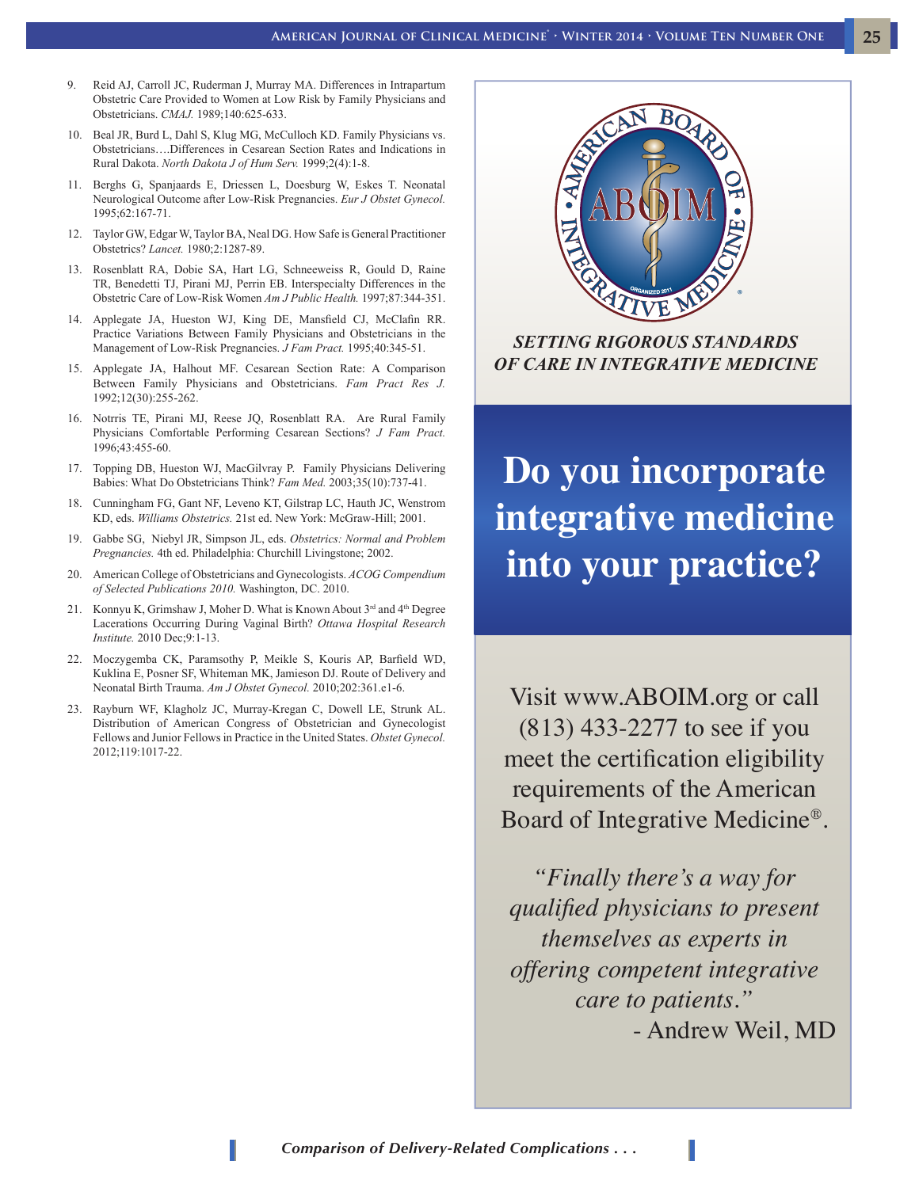9. Reid AJ, Carroll JC, Ruderman J, Murray MA. Differences in Intrapartum Obstetric Care Provided to Women at Low Risk by Family Physicians and Obstetricians. *CMAJ.* 1989;140:625-633.

10. Beal JR, Burd L, Dahl S, Klug MG, McCulloch KD. Family Physicians vs. Obstetricians….Differences in Cesarean Section Rates and Indications in Rural Dakota. *North Dakota J of Hum Serv.* 1999;2(4):1-8.

11. Berghs G, Spanjaards E, Driessen L, Doesburg W, Eskes T. Neonatal Neurological Outcome after Low-Risk Pregnancies. *Eur J Obstet Gynecol.* 1995;62:167-71.

12. Taylor GW, Edgar W, Taylor BA, Neal DG. How Safe is General Practitioner Obstetrics? *Lancet.* 1980;2:1287-89.

13. Rosenblatt RA, Dobie SA, Hart LG, Schneeweiss R, Gould D, Raine TR, Benedetti TJ, Pirani MJ, Perrin EB. Interspecialty Differences in the Obstetric Care of Low-Risk Women *Am J Public Health.* 1997;87:344-351.

14. Applegate JA, Hueston WJ, King DE, Mansfield CJ, McClafin RR. Practice Variations Between Family Physicians and Obstetricians in the Management of Low-Risk Pregnancies. *J Fam Pract.* 1995;40:345-51.

15. Applegate JA, Halhout MF. Cesarean Section Rate: A Comparison Between Family Physicians and Obstetricians. *Fam Pract Res J.* 1992;12(30):255-262.

16. Notrris TE, Pirani MJ, Reese JQ, Rosenblatt RA. Are Rural Family Physicians Comfortable Performing Cesarean Sections? *J Fam Pract.* 1996;43:455-60.

17. Topping DB, Hueston WJ, MacGilvray P. Family Physicians Delivering Babies: What Do Obstetricians Think? *Fam Med.* 2003;35(10):737-41.

18. Cunningham FG, Gant NF, Leveno KT, Gilstrap LC, Hauth JC, Wenstrom KD, eds. *Williams Obstetrics.* 21st ed. New York: McGraw-Hill; 2001.

19. Gabbe SG, Niebyl JR, Simpson JL, eds. *Obstetrics: Normal and Problem Pregnancies.* 4th ed. Philadelphia: Churchill Livingstone; 2002.

20. American College of Obstetricians and Gynecologists. *ACOG Compendium of Selected Publications 2010.* Washington, DC. 2010.

21. Konnyu K, Grimshaw J, Moher D. What is Known About 3rd and 4th Degree Lacerations Occurring During Vaginal Birth? *Ottawa Hospital Research Institute.* 2010 Dec;9:1-13.

22. Moczygemba CK, Paramsothy P, Meikle S, Kouris AP, Barfield WD, Kuklina E, Posner SF, Whiteman MK, Jamieson DJ. Route of Delivery and Neonatal Birth Trauma. *Am J Obstet Gynecol.* 2010;202:361.e1-6.

23. Rayburn WF, Klagholz JC, Murray-Kregan C, Dowell LE, Strunk AL. Distribution of American Congress of Obstetrician and Gynecologist Fellows and Junior Fellows in Practice in the United States. *Obstet Gynecol.* 2012;119:1017-22.

AMERICAN BOARD OF INTEGRATIVE MEDICINE®

ABOIM

ORGANIZED 2011

***SETTING RIGOROUS STANDARDS OF CARE IN INTEGRATIVE MEDICINE***

# Do you incorporate integrative medicine into your practice?

Visit www.ABOIM.org or call (813) 433-2277 to see if you meet the certification eligibility requirements of the American Board of Integrative Medicine®.

*"Finally there's a way for qualified physicians to present themselves as experts in offering competent integrative care to patients."*

\- Andrew Weil, MD